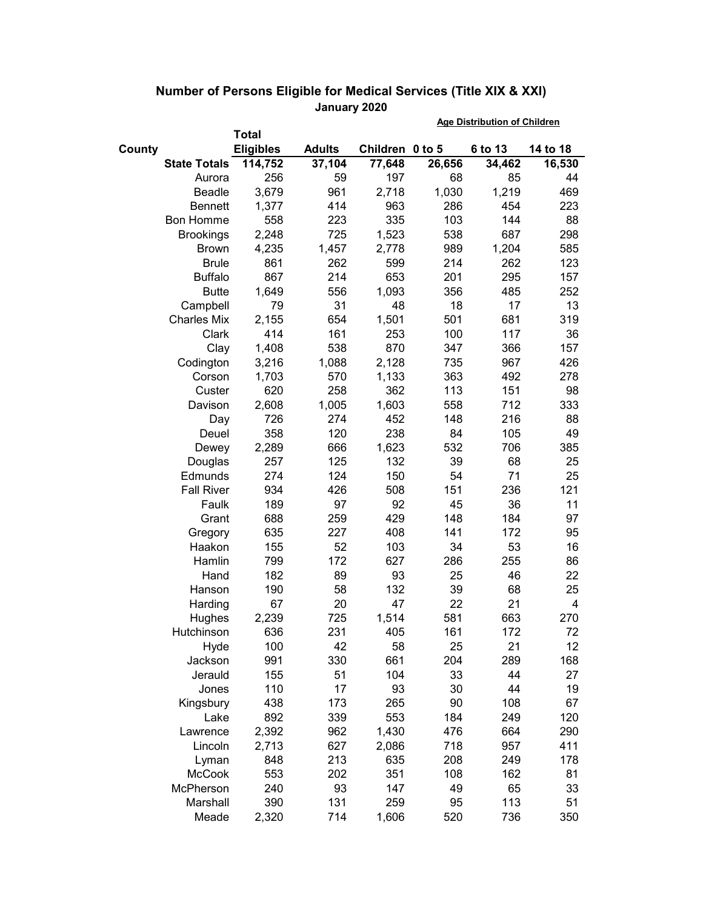## Number of Persons Eligible for Medical Services (Title XIX & XXI)

**January 2020**

| County | Total Eligibles | Adults | Children | Age Distribution of Children | | |
|---|---|---|---|---|---|---|
| | | | | 0 to 5 | 6 to 13 | 14 to 18 |
| **State Totals** | **114,752** | **37,104** | **77,648** | **26,656** | **34,462** | **16,530** |
| Aurora | 256 | 59 | 197 | 68 | 85 | 44 |
| Beadle | 3,679 | 961 | 2,718 | 1,030 | 1,219 | 469 |
| Bennett | 1,377 | 414 | 963 | 286 | 454 | 223 |
| Bon Homme | 558 | 223 | 335 | 103 | 144 | 88 |
| Brookings | 2,248 | 725 | 1,523 | 538 | 687 | 298 |
| Brown | 4,235 | 1,457 | 2,778 | 989 | 1,204 | 585 |
| Brule | 861 | 262 | 599 | 214 | 262 | 123 |
| Buffalo | 867 | 214 | 653 | 201 | 295 | 157 |
| Butte | 1,649 | 556 | 1,093 | 356 | 485 | 252 |
| Campbell | 79 | 31 | 48 | 18 | 17 | 13 |
| Charles Mix | 2,155 | 654 | 1,501 | 501 | 681 | 319 |
| Clark | 414 | 161 | 253 | 100 | 117 | 36 |
| Clay | 1,408 | 538 | 870 | 347 | 366 | 157 |
| Codington | 3,216 | 1,088 | 2,128 | 735 | 967 | 426 |
| Corson | 1,703 | 570 | 1,133 | 363 | 492 | 278 |
| Custer | 620 | 258 | 362 | 113 | 151 | 98 |
| Davison | 2,608 | 1,005 | 1,603 | 558 | 712 | 333 |
| Day | 726 | 274 | 452 | 148 | 216 | 88 |
| Deuel | 358 | 120 | 238 | 84 | 105 | 49 |
| Dewey | 2,289 | 666 | 1,623 | 532 | 706 | 385 |
| Douglas | 257 | 125 | 132 | 39 | 68 | 25 |
| Edmunds | 274 | 124 | 150 | 54 | 71 | 25 |
| Fall River | 934 | 426 | 508 | 151 | 236 | 121 |
| Faulk | 189 | 97 | 92 | 45 | 36 | 11 |
| Grant | 688 | 259 | 429 | 148 | 184 | 97 |
| Gregory | 635 | 227 | 408 | 141 | 172 | 95 |
| Haakon | 155 | 52 | 103 | 34 | 53 | 16 |
| Hamlin | 799 | 172 | 627 | 286 | 255 | 86 |
| Hand | 182 | 89 | 93 | 25 | 46 | 22 |
| Hanson | 190 | 58 | 132 | 39 | 68 | 25 |
| Harding | 67 | 20 | 47 | 22 | 21 | 4 |
| Hughes | 2,239 | 725 | 1,514 | 581 | 663 | 270 |
| Hutchinson | 636 | 231 | 405 | 161 | 172 | 72 |
| Hyde | 100 | 42 | 58 | 25 | 21 | 12 |
| Jackson | 991 | 330 | 661 | 204 | 289 | 168 |
| Jerauld | 155 | 51 | 104 | 33 | 44 | 27 |
| Jones | 110 | 17 | 93 | 30 | 44 | 19 |
| Kingsbury | 438 | 173 | 265 | 90 | 108 | 67 |
| Lake | 892 | 339 | 553 | 184 | 249 | 120 |
| Lawrence | 2,392 | 962 | 1,430 | 476 | 664 | 290 |
| Lincoln | 2,713 | 627 | 2,086 | 718 | 957 | 411 |
| Lyman | 848 | 213 | 635 | 208 | 249 | 178 |
| McCook | 553 | 202 | 351 | 108 | 162 | 81 |
| McPherson | 240 | 93 | 147 | 49 | 65 | 33 |
| Marshall | 390 | 131 | 259 | 95 | 113 | 51 |
| Meade | 2,320 | 714 | 1,606 | 520 | 736 | 350 |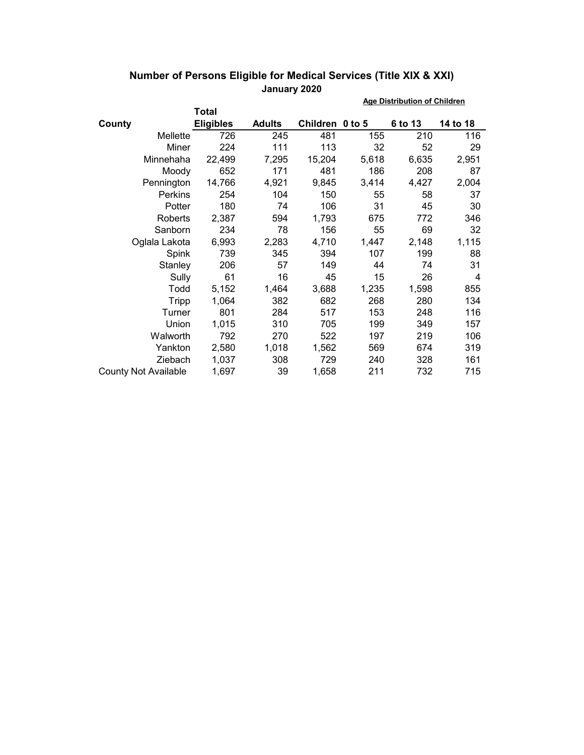**Number of Persons Eligible for Medical Services (Title XIX & XXI)**
**January 2020**

| County | Total Eligibles | Adults | Children | Age Distribution of Children | | |
|---|---|---|---|---|---|---|
| | | | | 0 to 5 | 6 to 13 | 14 to 18 |
| Mellette | 726 | 245 | 481 | 155 | 210 | 116 |
| Miner | 224 | 111 | 113 | 32 | 52 | 29 |
| Minnehaha | 22,499 | 7,295 | 15,204 | 5,618 | 6,635 | 2,951 |
| Moody | 652 | 171 | 481 | 186 | 208 | 87 |
| Pennington | 14,766 | 4,921 | 9,845 | 3,414 | 4,427 | 2,004 |
| Perkins | 254 | 104 | 150 | 55 | 58 | 37 |
| Potter | 180 | 74 | 106 | 31 | 45 | 30 |
| Roberts | 2,387 | 594 | 1,793 | 675 | 772 | 346 |
| Sanborn | 234 | 78 | 156 | 55 | 69 | 32 |
| Oglala Lakota | 6,993 | 2,283 | 4,710 | 1,447 | 2,148 | 1,115 |
| Spink | 739 | 345 | 394 | 107 | 199 | 88 |
| Stanley | 206 | 57 | 149 | 44 | 74 | 31 |
| Sully | 61 | 16 | 45 | 15 | 26 | 4 |
| Todd | 5,152 | 1,464 | 3,688 | 1,235 | 1,598 | 855 |
| Tripp | 1,064 | 382 | 682 | 268 | 280 | 134 |
| Turner | 801 | 284 | 517 | 153 | 248 | 116 |
| Union | 1,015 | 310 | 705 | 199 | 349 | 157 |
| Walworth | 792 | 270 | 522 | 197 | 219 | 106 |
| Yankton | 2,580 | 1,018 | 1,562 | 569 | 674 | 319 |
| Ziebach | 1,037 | 308 | 729 | 240 | 328 | 161 |
| County Not Available | 1,697 | 39 | 1,658 | 211 | 732 | 715 |